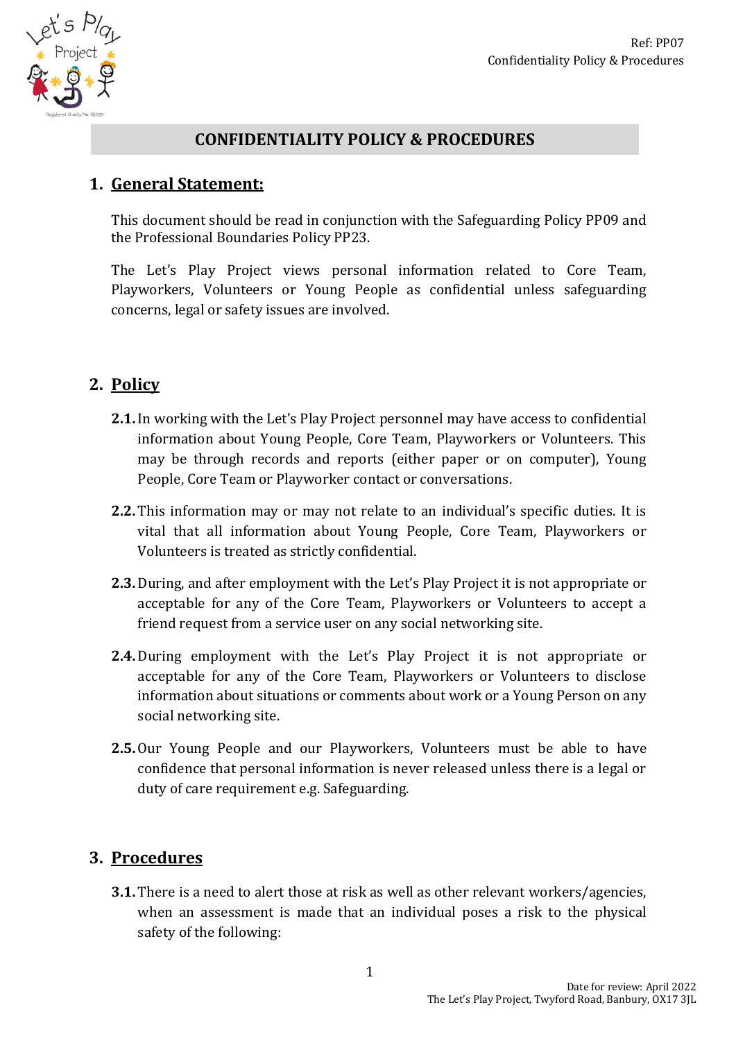# CONFIDENTIALITY POLICY & PROCEDURES

## 1. General Statement:

This document should be read in conjunction with the Safeguarding Policy PP09 and the Professional Boundaries Policy PP23.

The Let's Play Project views personal information related to Core Team, Playworkers, Volunteers or Young People as confidential unless safeguarding concerns, legal or safety issues are involved.

## 2. Policy

**2.1.** In working with the Let's Play Project personnel may have access to confidential information about Young People, Core Team, Playworkers or Volunteers. This may be through records and reports (either paper or on computer), Young People, Core Team or Playworker contact or conversations.

**2.2.** This information may or may not relate to an individual's specific duties. It is vital that all information about Young People, Core Team, Playworkers or Volunteers is treated as strictly confidential.

**2.3.** During, and after employment with the Let's Play Project it is not appropriate or acceptable for any of the Core Team, Playworkers or Volunteers to accept a friend request from a service user on any social networking site.

**2.4.** During employment with the Let's Play Project it is not appropriate or acceptable for any of the Core Team, Playworkers or Volunteers to disclose information about situations or comments about work or a Young Person on any social networking site.

**2.5.** Our Young People and our Playworkers, Volunteers must be able to have confidence that personal information is never released unless there is a legal or duty of care requirement e.g. Safeguarding.

## 3. Procedures

**3.1.** There is a need to alert those at risk as well as other relevant workers/agencies, when an assessment is made that an individual poses a risk to the physical safety of the following: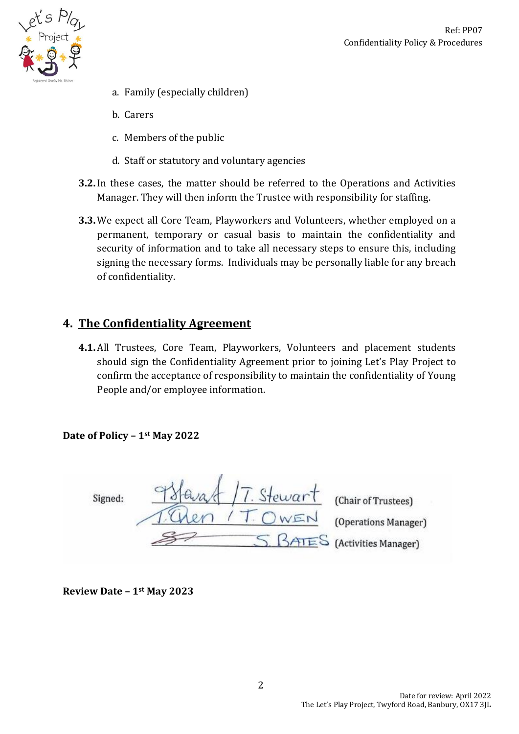a. Family (especially children)

b. Carers

c. Members of the public

d. Staff or statutory and voluntary agencies

**3.2.** In these cases, the matter should be referred to the Operations and Activities Manager. They will then inform the Trustee with responsibility for staffing.

**3.3.** We expect all Core Team, Playworkers and Volunteers, whether employed on a permanent, temporary or casual basis to maintain the confidentiality and security of information and to take all necessary steps to ensure this, including signing the necessary forms. Individuals may be personally liable for any breach of confidentiality.

## 4. The Confidentiality Agreement

**4.1.** All Trustees, Core Team, Playworkers, Volunteers and placement students should sign the Confidentiality Agreement prior to joining Let's Play Project to confirm the acceptance of responsibility to maintain the confidentiality of Young People and/or employee information.

**Date of Policy – 1st May 2022**

Signed: T. Stewart (Chair of Trustees)
T. Owen (Operations Manager)
S. Bates (Activities Manager)

**Review Date – 1st May 2023**

Date for review: April 2022
The Let's Play Project, Twyford Road, Banbury, OX17 3JL